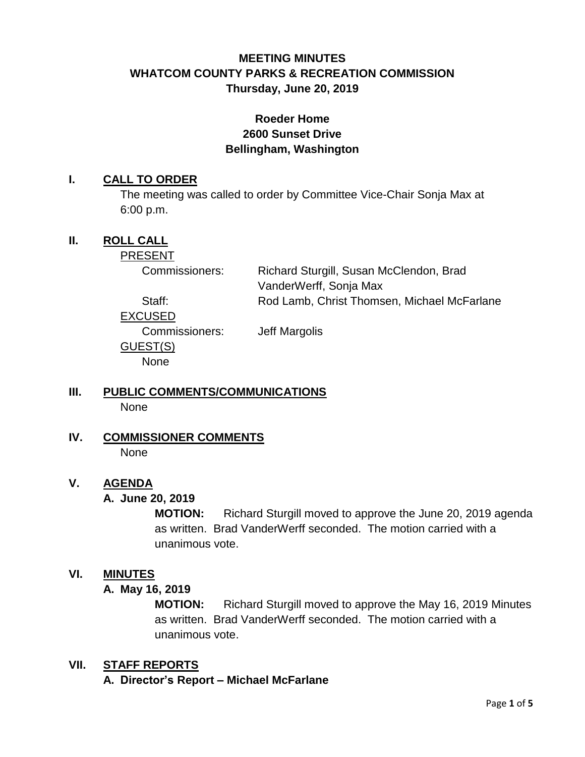# MEETING MINUTES
# WHATCOM COUNTY PARKS & RECREATION COMMISSION
## Thursday, June 20, 2019

**Roeder Home**
**2600 Sunset Drive**
**Bellingham, Washington**

## I. CALL TO ORDER

The meeting was called to order by Committee Vice-Chair Sonja Max at 6:00 p.m.

## II. ROLL CALL

PRESENT

| | |
|---|---|
| Commissioners: | Richard Sturgill, Susan McClendon, Brad VanderWerff, Sonja Max |
| Staff: | Rod Lamb, Christ Thomsen, Michael McFarlane |

EXCUSED

| | |
|---|---|
| Commissioners: | Jeff Margolis |

GUEST(S)

None

## III. PUBLIC COMMENTS/COMMUNICATIONS

None

## IV. COMMISSIONER COMMENTS

None

## V. AGENDA

### A. June 20, 2019

**MOTION:** Richard Sturgill moved to approve the June 20, 2019 agenda as written. Brad VanderWerff seconded. The motion carried with a unanimous vote.

## VI. MINUTES

### A. May 16, 2019

**MOTION:** Richard Sturgill moved to approve the May 16, 2019 Minutes as written. Brad VanderWerff seconded. The motion carried with a unanimous vote.

## VII. STAFF REPORTS

### A. Director's Report – Michael McFarlane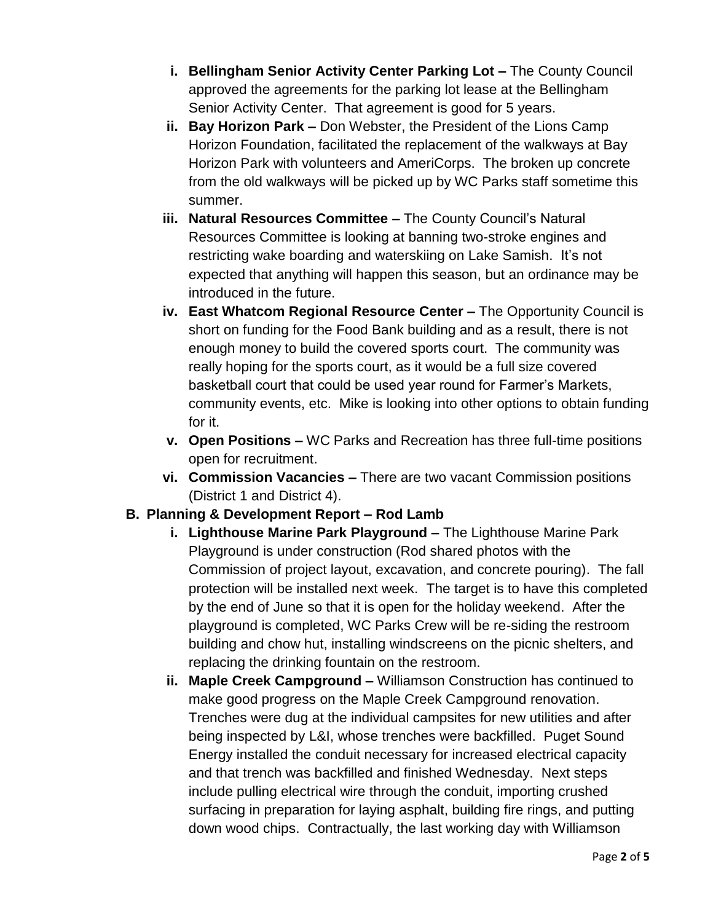i. **Bellingham Senior Activity Center Parking Lot –** The County Council approved the agreements for the parking lot lease at the Bellingham Senior Activity Center. That agreement is good for 5 years.

ii. **Bay Horizon Park –** Don Webster, the President of the Lions Camp Horizon Foundation, facilitated the replacement of the walkways at Bay Horizon Park with volunteers and AmeriCorps. The broken up concrete from the old walkways will be picked up by WC Parks staff sometime this summer.

iii. **Natural Resources Committee –** The County Council's Natural Resources Committee is looking at banning two-stroke engines and restricting wake boarding and waterskiing on Lake Samish. It's not expected that anything will happen this season, but an ordinance may be introduced in the future.

iv. **East Whatcom Regional Resource Center –** The Opportunity Council is short on funding for the Food Bank building and as a result, there is not enough money to build the covered sports court. The community was really hoping for the sports court, as it would be a full size covered basketball court that could be used year round for Farmer's Markets, community events, etc. Mike is looking into other options to obtain funding for it.

v. **Open Positions –** WC Parks and Recreation has three full-time positions open for recruitment.

vi. **Commission Vacancies –** There are two vacant Commission positions (District 1 and District 4).

**B. Planning & Development Report – Rod Lamb**

i. **Lighthouse Marine Park Playground –** The Lighthouse Marine Park Playground is under construction (Rod shared photos with the Commission of project layout, excavation, and concrete pouring). The fall protection will be installed next week. The target is to have this completed by the end of June so that it is open for the holiday weekend. After the playground is completed, WC Parks Crew will be re-siding the restroom building and chow hut, installing windscreens on the picnic shelters, and replacing the drinking fountain on the restroom.

ii. **Maple Creek Campground –** Williamson Construction has continued to make good progress on the Maple Creek Campground renovation. Trenches were dug at the individual campsites for new utilities and after being inspected by L&I, whose trenches were backfilled. Puget Sound Energy installed the conduit necessary for increased electrical capacity and that trench was backfilled and finished Wednesday. Next steps include pulling electrical wire through the conduit, importing crushed surfacing in preparation for laying asphalt, building fire rings, and putting down wood chips. Contractually, the last working day with Williamson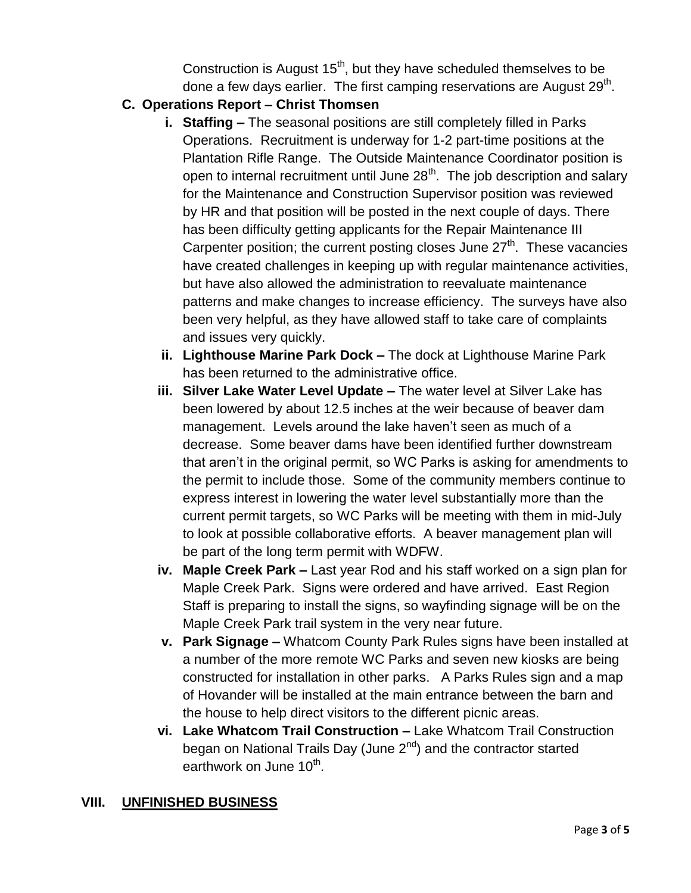Construction is August 15th, but they have scheduled themselves to be done a few days earlier. The first camping reservations are August 29th.

**C. Operations Report – Christ Thomsen**

i. **Staffing –** The seasonal positions are still completely filled in Parks Operations. Recruitment is underway for 1-2 part-time positions at the Plantation Rifle Range. The Outside Maintenance Coordinator position is open to internal recruitment until June 28th. The job description and salary for the Maintenance and Construction Supervisor position was reviewed by HR and that position will be posted in the next couple of days. There has been difficulty getting applicants for the Repair Maintenance III Carpenter position; the current posting closes June 27th. These vacancies have created challenges in keeping up with regular maintenance activities, but have also allowed the administration to reevaluate maintenance patterns and make changes to increase efficiency. The surveys have also been very helpful, as they have allowed staff to take care of complaints and issues very quickly.

ii. **Lighthouse Marine Park Dock –** The dock at Lighthouse Marine Park has been returned to the administrative office.

iii. **Silver Lake Water Level Update –** The water level at Silver Lake has been lowered by about 12.5 inches at the weir because of beaver dam management. Levels around the lake haven't seen as much of a decrease. Some beaver dams have been identified further downstream that aren't in the original permit, so WC Parks is asking for amendments to the permit to include those. Some of the community members continue to express interest in lowering the water level substantially more than the current permit targets, so WC Parks will be meeting with them in mid-July to look at possible collaborative efforts. A beaver management plan will be part of the long term permit with WDFW.

iv. **Maple Creek Park –** Last year Rod and his staff worked on a sign plan for Maple Creek Park. Signs were ordered and have arrived. East Region Staff is preparing to install the signs, so wayfinding signage will be on the Maple Creek Park trail system in the very near future.

v. **Park Signage –** Whatcom County Park Rules signs have been installed at a number of the more remote WC Parks and seven new kiosks are being constructed for installation in other parks. A Parks Rules sign and a map of Hovander will be installed at the main entrance between the barn and the house to help direct visitors to the different picnic areas.

vi. **Lake Whatcom Trail Construction –** Lake Whatcom Trail Construction began on National Trails Day (June 2nd) and the contractor started earthwork on June 10th.

## VIII. UNFINISHED BUSINESS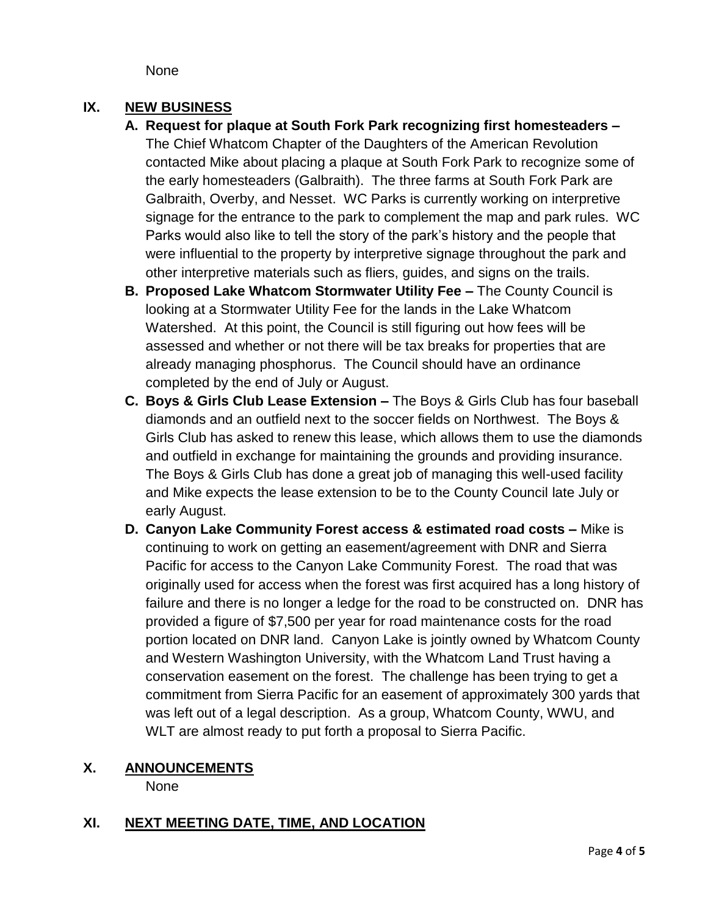None

## IX. NEW BUSINESS

**A. Request for plaque at South Fork Park recognizing first homesteaders –** The Chief Whatcom Chapter of the Daughters of the American Revolution contacted Mike about placing a plaque at South Fork Park to recognize some of the early homesteaders (Galbraith). The three farms at South Fork Park are Galbraith, Overby, and Nesset. WC Parks is currently working on interpretive signage for the entrance to the park to complement the map and park rules. WC Parks would also like to tell the story of the park's history and the people that were influential to the property by interpretive signage throughout the park and other interpretive materials such as fliers, guides, and signs on the trails.

**B. Proposed Lake Whatcom Stormwater Utility Fee –** The County Council is looking at a Stormwater Utility Fee for the lands in the Lake Whatcom Watershed. At this point, the Council is still figuring out how fees will be assessed and whether or not there will be tax breaks for properties that are already managing phosphorus. The Council should have an ordinance completed by the end of July or August.

**C. Boys & Girls Club Lease Extension –** The Boys & Girls Club has four baseball diamonds and an outfield next to the soccer fields on Northwest. The Boys & Girls Club has asked to renew this lease, which allows them to use the diamonds and outfield in exchange for maintaining the grounds and providing insurance. The Boys & Girls Club has done a great job of managing this well-used facility and Mike expects the lease extension to be to the County Council late July or early August.

**D. Canyon Lake Community Forest access & estimated road costs –** Mike is continuing to work on getting an easement/agreement with DNR and Sierra Pacific for access to the Canyon Lake Community Forest. The road that was originally used for access when the forest was first acquired has a long history of failure and there is no longer a ledge for the road to be constructed on. DNR has provided a figure of $7,500 per year for road maintenance costs for the road portion located on DNR land. Canyon Lake is jointly owned by Whatcom County and Western Washington University, with the Whatcom Land Trust having a conservation easement on the forest. The challenge has been trying to get a commitment from Sierra Pacific for an easement of approximately 300 yards that was left out of a legal description. As a group, Whatcom County, WWU, and WLT are almost ready to put forth a proposal to Sierra Pacific.

## X. ANNOUNCEMENTS

None

## XI. NEXT MEETING DATE, TIME, AND LOCATION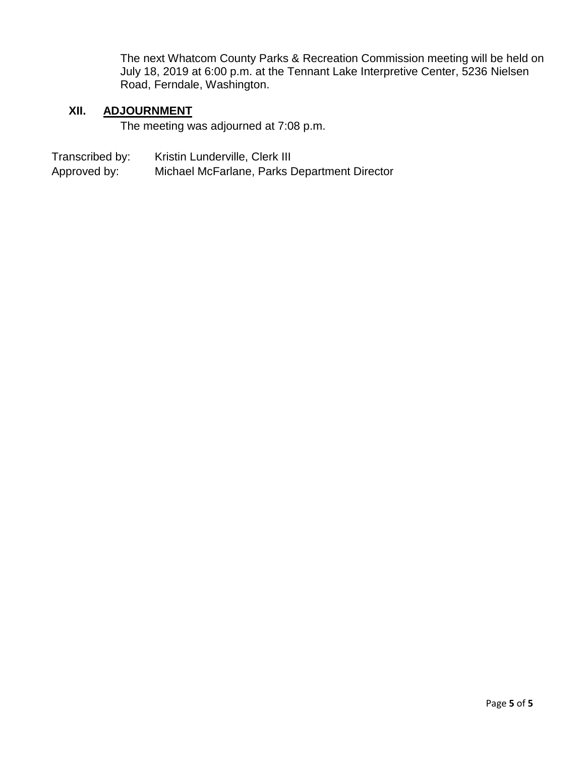The next Whatcom County Parks & Recreation Commission meeting will be held on July 18, 2019 at 6:00 p.m. at the Tennant Lake Interpretive Center, 5236 Nielsen Road, Ferndale, Washington.

## XII. ADJOURNMENT

The meeting was adjourned at 7:08 p.m.

Transcribed by: Kristin Lunderville, Clerk III
Approved by: Michael McFarlane, Parks Department Director